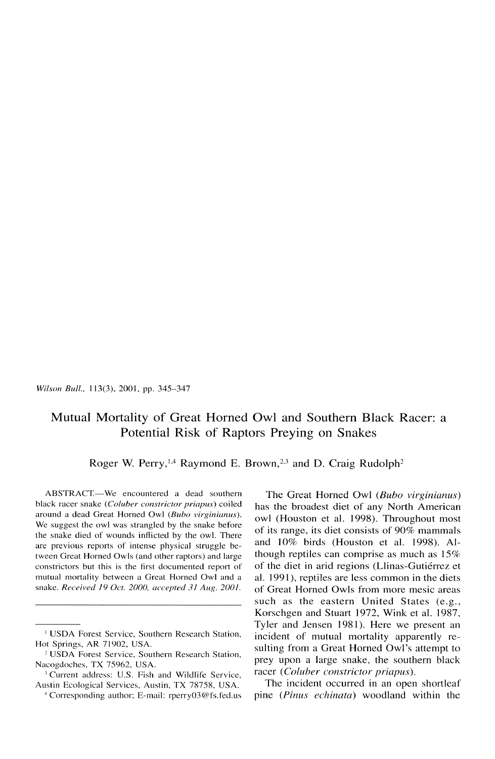Wilson Bull., 113(3), 2001, pp. 345–347

# Mutual Mortality of Great Horned Owl and Southern Black Racer: a Potential Risk of Raptors Preying on Snakes

Roger W. Perry,[1,4] Raymond E. Brown,[2,3] and D. Craig Rudolph[2]

ABSTRACT.—We encountered a dead southern black racer snake (*Coluber constrictor priapus*) coiled around a dead Great Horned Owl (*Bubo virginianus*). We suggest the owl was strangled by the snake before the snake died of wounds inflicted by the owl. There are previous reports of intense physical struggle between Great Horned Owls (and other raptors) and large constrictors but this is the first documented report of mutual mortality between a Great Horned Owl and a snake. *Received 19 Oct. 2000, accepted 31 Aug. 2001.*

---

[1] USDA Forest Service, Southern Research Station, Hot Springs, AR 71902, USA.

[2] USDA Forest Service, Southern Research Station, Nacogdoches, TX 75962, USA.

[3] Current address: U.S. Fish and Wildlife Service, Austin Ecological Services, Austin, TX 78758, USA.

[4] Corresponding author; E-mail: rperry03@fs.fed.us

The Great Horned Owl (*Bubo virginianus*) has the broadest diet of any North American owl (Houston et al. 1998). Throughout most of its range, its diet consists of 90% mammals and 10% birds (Houston et al. 1998). Although reptiles can comprise as much as 15% of the diet in arid regions (Llinas-Gutiérrez et al. 1991), reptiles are less common in the diets of Great Horned Owls from more mesic areas such as the eastern United States (e.g., Korschgen and Stuart 1972, Wink et al. 1987, Tyler and Jensen 1981). Here we present an incident of mutual mortality apparently resulting from a Great Horned Owl's attempt to prey upon a large snake, the southern black racer (*Coluber constrictor priapus*).

The incident occurred in an open shortleaf pine (*Pinus echinata*) woodland within the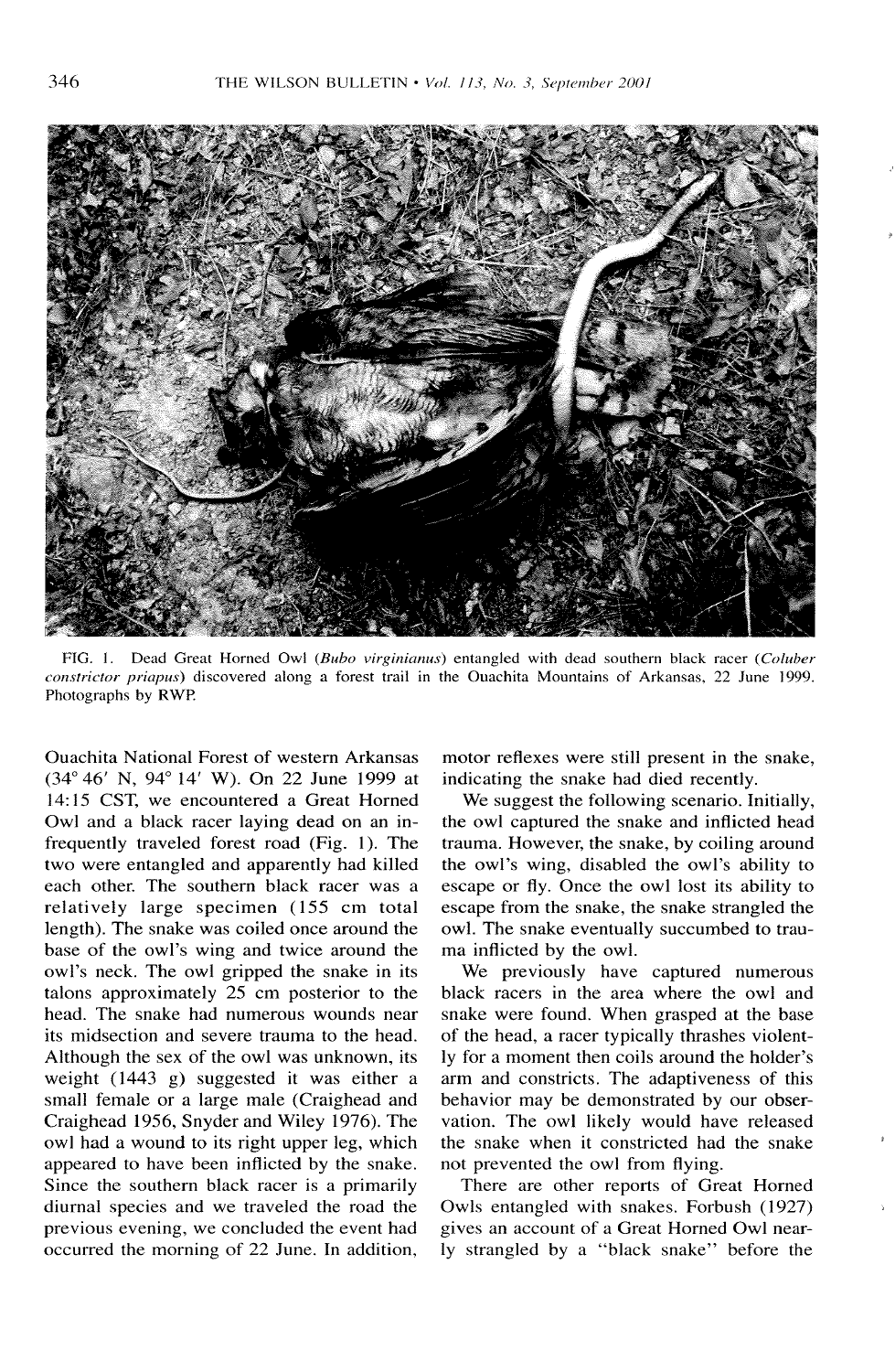FIG. 1. Dead Great Horned Owl (*Bubo virginianus*) entangled with dead southern black racer (*Coluber constrictor priapus*) discovered along a forest trail in the Ouachita Mountains of Arkansas, 22 June 1999. Photographs by RWP.

Ouachita National Forest of western Arkansas (34° 46′ N, 94° 14′ W). On 22 June 1999 at 14:15 CST, we encountered a Great Horned Owl and a black racer laying dead on an infrequently traveled forest road (Fig. 1). The two were entangled and apparently had killed each other. The southern black racer was a relatively large specimen (155 cm total length). The snake was coiled once around the base of the owl's wing and twice around the owl's neck. The owl gripped the snake in its talons approximately 25 cm posterior to the head. The snake had numerous wounds near its midsection and severe trauma to the head. Although the sex of the owl was unknown, its weight (1443 g) suggested it was either a small female or a large male (Craighead and Craighead 1956, Snyder and Wiley 1976). The owl had a wound to its right upper leg, which appeared to have been inflicted by the snake. Since the southern black racer is a primarily diurnal species and we traveled the road the previous evening, we concluded the event had occurred the morning of 22 June. In addition, motor reflexes were still present in the snake, indicating the snake had died recently.

We suggest the following scenario. Initially, the owl captured the snake and inflicted head trauma. However, the snake, by coiling around the owl's wing, disabled the owl's ability to escape or fly. Once the owl lost its ability to escape from the snake, the snake strangled the owl. The snake eventually succumbed to trauma inflicted by the owl.

We previously have captured numerous black racers in the area where the owl and snake were found. When grasped at the base of the head, a racer typically thrashes violently for a moment then coils around the holder's arm and constricts. The adaptiveness of this behavior may be demonstrated by our observation. The owl likely would have released the snake when it constricted had the snake not prevented the owl from flying.

There are other reports of Great Horned Owls entangled with snakes. Forbush (1927) gives an account of a Great Horned Owl nearly strangled by a "black snake" before the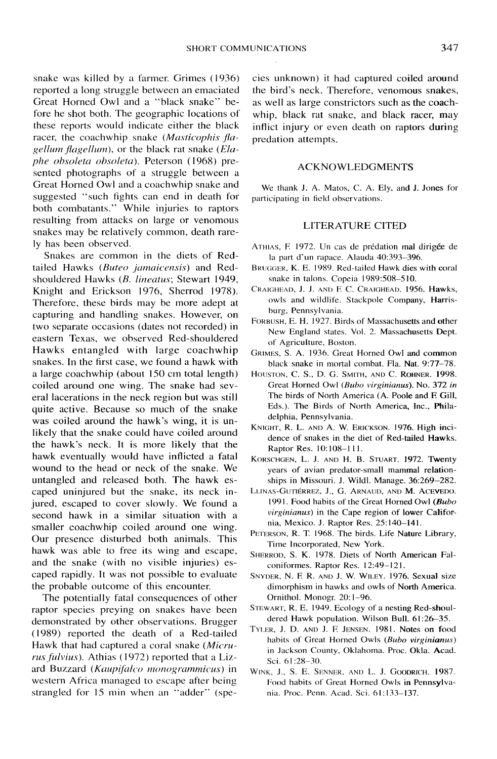snake was killed by a farmer. Grimes (1936) reported a long struggle between an emaciated Great Horned Owl and a "black snake" before he shot both. The geographic locations of these reports would indicate either the black racer, the coachwhip snake (*Masticophis flagellum flagellum*), or the black rat snake (*Elaphe obsoleta obsoleta*). Peterson (1968) presented photographs of a struggle between a Great Horned Owl and a coachwhip snake and suggested "such fights can end in death for both combatants." While injuries to raptors resulting from attacks on large or venomous snakes may be relatively common, death rarely has been observed.

Snakes are common in the diets of Red-tailed Hawks (*Buteo jamaicensis*) and Red-shouldered Hawks (*B. lineatus*; Stewart 1949, Knight and Erickson 1976, Sherrod 1978). Therefore, these birds may be more adept at capturing and handling snakes. However, on two separate occasions (dates not recorded) in eastern Texas, we observed Red-shouldered Hawks entangled with large coachwhip snakes. In the first case, we found a hawk with a large coachwhip (about 150 cm total length) coiled around one wing. The snake had several lacerations in the neck region but was still quite active. Because so much of the snake was coiled around the hawk's wing, it is unlikely that the snake could have coiled around the hawk's neck. It is more likely that the hawk eventually would have inflicted a fatal wound to the head or neck of the snake. We untangled and released both. The hawk escaped uninjured but the snake, its neck injured, escaped to cover slowly. We found a second hawk in a similar situation with a smaller coachwhip coiled around one wing. Our presence disturbed both animals. This hawk was able to free its wing and escape, and the snake (with no visible injuries) escaped rapidly. It was not possible to evaluate the probable outcome of this encounter.

The potentially fatal consequences of other raptor species preying on snakes have been demonstrated by other observations. Brugger (1989) reported the death of a Red-tailed Hawk that had captured a coral snake (*Micrurus fulvius*). Athias (1972) reported that a Lizard Buzzard (*Kaupifalco monogrammicus*) in western Africa managed to escape after being strangled for 15 min when an "adder" (species unknown) it had captured coiled around the bird's neck. Therefore, venomous snakes, as well as large constrictors such as the coachwhip, black rat snake, and black racer, may inflict injury or even death on raptors during predation attempts.

## ACKNOWLEDGMENTS

We thank J. A. Matos, C. A. Ely, and J. Jones for participating in field observations.

## LITERATURE CITED

ATHIAS, F. 1972. Un cas de prédation mal dirigée de la part d'un rapace. Alauda 40:393–396.

BRUGGER, K. E. 1989. Red-tailed Hawk dies with coral snake in talons. Copeia 1989:508–510.

CRAIGHEAD, J. J. AND F. C. CRAIGHEAD. 1956. Hawks, owls and wildlife. Stackpole Company, Harrisburg, Pennsylvania.

FORBUSH, E. H. 1927. Birds of Massachusetts and other New England states. Vol. 2. Massachusetts Dept. of Agriculture, Boston.

GRIMES, S. A. 1936. Great Horned Owl and common black snake in mortal combat. Fla. Nat. 9:77–78.

HOUSTON, C. S., D. G. SMITH, AND C. ROHNER. 1998. Great Horned Owl (*Bubo virginianus*). No. 372 *in* The birds of North America (A. Poole and F. Gill, Eds.). The Birds of North America, Inc., Philadelphia, Pennsylvania.

KNIGHT, R. L. AND A. W. ERICKSON. 1976. High incidence of snakes in the diet of Red-tailed Hawks. Raptor Res. 10:108–111.

KORSCHGEN, L. J. AND H. B. STUART. 1972. Twenty years of avian predator-small mammal relationships in Missouri. J. Wildl. Manage. 36:269–282.

LLINAS-GUTIÉRREZ, J., G. ARNAUD, AND M. ACEVEDO. 1991. Food habits of the Great Horned Owl (*Bubo virginianus*) in the Cape region of lower California, Mexico. J. Raptor Res. 25:140–141.

PETERSON, R. T. 1968. The birds. Life Nature Library, Time Incorporated, New York.

SHERROD, S. K. 1978. Diets of North American Falconiformes. Raptor Res. 12:49–121.

SNYDER, N. F. R. AND J. W. WILEY. 1976. Sexual size dimorphism in hawks and owls of North America. Ornithol. Monogr. 20:1–96.

STEWART, R. E. 1949. Ecology of a nesting Red-shouldered Hawk population. Wilson Bull. 61:26–35.

TYLER, J. D. AND J. F. JENSEN. 1981. Notes on food habits of Great Horned Owls (*Bubo virginianus*) in Jackson County, Oklahoma. Proc. Okla. Acad. Sci. 61:28–30.

WINK, J., S. E. SENNER, AND L. J. GOODRICH. 1987. Food habits of Great Horned Owls in Pennsylvania. Proc. Penn. Acad. Sci. 61:133–137.